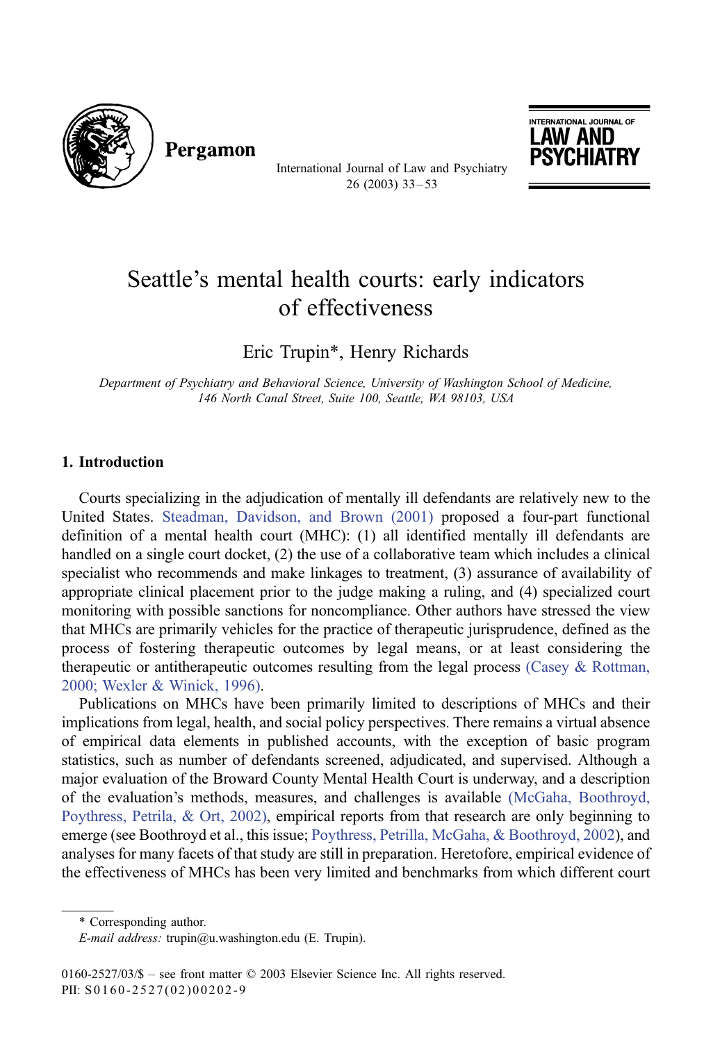# Seattle's mental health courts: early indicators of effectiveness

Eric Trupin*, Henry Richards

*Department of Psychiatry and Behavioral Science, University of Washington School of Medicine, 146 North Canal Street, Suite 100, Seattle, WA 98103, USA*

## 1. Introduction

Courts specializing in the adjudication of mentally ill defendants are relatively new to the United States. Steadman, Davidson, and Brown (2001) proposed a four-part functional definition of a mental health court (MHC): (1) all identified mentally ill defendants are handled on a single court docket, (2) the use of a collaborative team which includes a clinical specialist who recommends and makes linkages to treatment, (3) assurance of availability of appropriate clinical placement prior to the judge making a ruling, and (4) specialized court monitoring with possible sanctions for noncompliance. Other authors have stressed the view that MHCs are primarily vehicles for the practice of therapeutic jurisprudence, defined as the process of fostering therapeutic outcomes by legal means, or at least considering the therapeutic or antitherapeutic outcomes resulting from the legal process (Casey & Rottman, 2000; Wexler & Winick, 1996).

Publications on MHCs have been primarily limited to descriptions of MHCs and their implications from legal, health, and social policy perspectives. There remains a virtual absence of empirical data elements in published accounts, with the exception of basic program statistics, such as number of defendants screened, adjudicated, and supervised. Although a major evaluation of the Broward County Mental Health Court is underway, and a description of the evaluation's methods, measures, and challenges is available (McGaha, Boothroyd, Poythress, Petrila, & Ort, 2002), empirical reports from that research are only beginning to emerge (see Boothroyd et al., this issue; Poythress, Petrilla, McGaha, & Boothroyd, 2002), and analyses for many facets of that study are still in preparation. Heretofore, empirical evidence of the effectiveness of MHCs has been very limited and benchmarks from which different court

---

\* Corresponding author.

*E-mail address:* trupin@u.washington.edu (E. Trupin).

0160-2527/03/$ – see front matter © 2003 Elsevier Science Inc. All rights reserved.
PII: S0160-2527(02)00202-9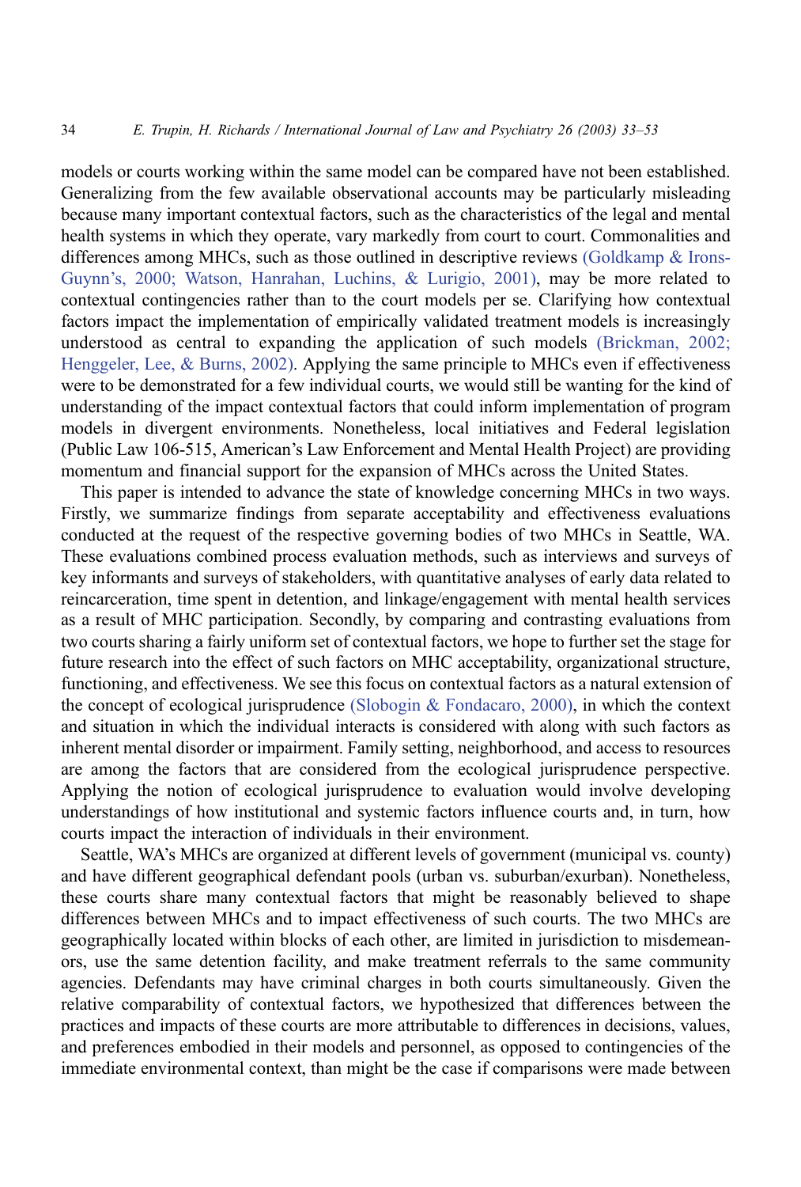models or courts working within the same model can be compared have not been established. Generalizing from the few available observational accounts may be particularly misleading because many important contextual factors, such as the characteristics of the legal and mental health systems in which they operate, vary markedly from court to court. Commonalities and differences among MHCs, such as those outlined in descriptive reviews (Goldkamp & Irons-Guynn's, 2000; Watson, Hanrahan, Luchins, & Lurigio, 2001), may be more related to contextual contingencies rather than to the court models per se. Clarifying how contextual factors impact the implementation of empirically validated treatment models is increasingly understood as central to expanding the application of such models (Brickman, 2002; Henggeler, Lee, & Burns, 2002). Applying the same principle to MHCs even if effectiveness were to be demonstrated for a few individual courts, we would still be wanting for the kind of understanding of the impact contextual factors that could inform implementation of program models in divergent environments. Nonetheless, local initiatives and Federal legislation (Public Law 106-515, American's Law Enforcement and Mental Health Project) are providing momentum and financial support for the expansion of MHCs across the United States.

This paper is intended to advance the state of knowledge concerning MHCs in two ways. Firstly, we summarize findings from separate acceptability and effectiveness evaluations conducted at the request of the respective governing bodies of two MHCs in Seattle, WA. These evaluations combined process evaluation methods, such as interviews and surveys of key informants and surveys of stakeholders, with quantitative analyses of early data related to reincarceration, time spent in detention, and linkage/engagement with mental health services as a result of MHC participation. Secondly, by comparing and contrasting evaluations from two courts sharing a fairly uniform set of contextual factors, we hope to further set the stage for future research into the effect of such factors on MHC acceptability, organizational structure, functioning, and effectiveness. We see this focus on contextual factors as a natural extension of the concept of ecological jurisprudence (Slobogin & Fondacaro, 2000), in which the context and situation in which the individual interacts is considered with along with such factors as inherent mental disorder or impairment. Family setting, neighborhood, and access to resources are among the factors that are considered from the ecological jurisprudence perspective. Applying the notion of ecological jurisprudence to evaluation would involve developing understandings of how institutional and systemic factors influence courts and, in turn, how courts impact the interaction of individuals in their environment.

Seattle, WA's MHCs are organized at different levels of government (municipal vs. county) and have different geographical defendant pools (urban vs. suburban/exurban). Nonetheless, these courts share many contextual factors that might be reasonably believed to shape differences between MHCs and to impact effectiveness of such courts. The two MHCs are geographically located within blocks of each other, are limited in jurisdiction to misdemeanors, use the same detention facility, and make treatment referrals to the same community agencies. Defendants may have criminal charges in both courts simultaneously. Given the relative comparability of contextual factors, we hypothesized that differences between the practices and impacts of these courts are more attributable to differences in decisions, values, and preferences embodied in their models and personnel, as opposed to contingencies of the immediate environmental context, than might be the case if comparisons were made between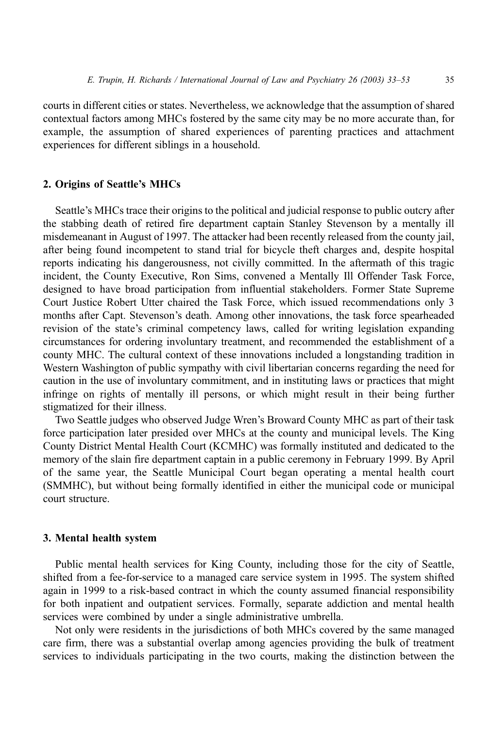courts in different cities or states. Nevertheless, we acknowledge that the assumption of shared contextual factors among MHCs fostered by the same city may be no more accurate than, for example, the assumption of shared experiences of parenting practices and attachment experiences for different siblings in a household.

## 2. Origins of Seattle's MHCs

Seattle's MHCs trace their origins to the political and judicial response to public outcry after the stabbing death of retired fire department captain Stanley Stevenson by a mentally ill misdemeanant in August of 1997. The attacker had been recently released from the county jail, after being found incompetent to stand trial for bicycle theft charges and, despite hospital reports indicating his dangerousness, not civilly committed. In the aftermath of this tragic incident, the County Executive, Ron Sims, convened a Mentally Ill Offender Task Force, designed to have broad participation from influential stakeholders. Former State Supreme Court Justice Robert Utter chaired the Task Force, which issued recommendations only 3 months after Capt. Stevenson's death. Among other innovations, the task force spearheaded revision of the state's criminal competency laws, called for writing legislation expanding circumstances for ordering involuntary treatment, and recommended the establishment of a county MHC. The cultural context of these innovations included a longstanding tradition in Western Washington of public sympathy with civil libertarian concerns regarding the need for caution in the use of involuntary commitment, and in instituting laws or practices that might infringe on rights of mentally ill persons, or which might result in their being further stigmatized for their illness.

Two Seattle judges who observed Judge Wren's Broward County MHC as part of their task force participation later presided over MHCs at the county and municipal levels. The King County District Mental Health Court (KCMHC) was formally instituted and dedicated to the memory of the slain fire department captain in a public ceremony in February 1999. By April of the same year, the Seattle Municipal Court began operating a mental health court (SMMHC), but without being formally identified in either the municipal code or municipal court structure.

## 3. Mental health system

Public mental health services for King County, including those for the city of Seattle, shifted from a fee-for-service to a managed care service system in 1995. The system shifted again in 1999 to a risk-based contract in which the county assumed financial responsibility for both inpatient and outpatient services. Formally, separate addiction and mental health services were combined by under a single administrative umbrella.

Not only were residents in the jurisdictions of both MHCs covered by the same managed care firm, there was a substantial overlap among agencies providing the bulk of treatment services to individuals participating in the two courts, making the distinction between the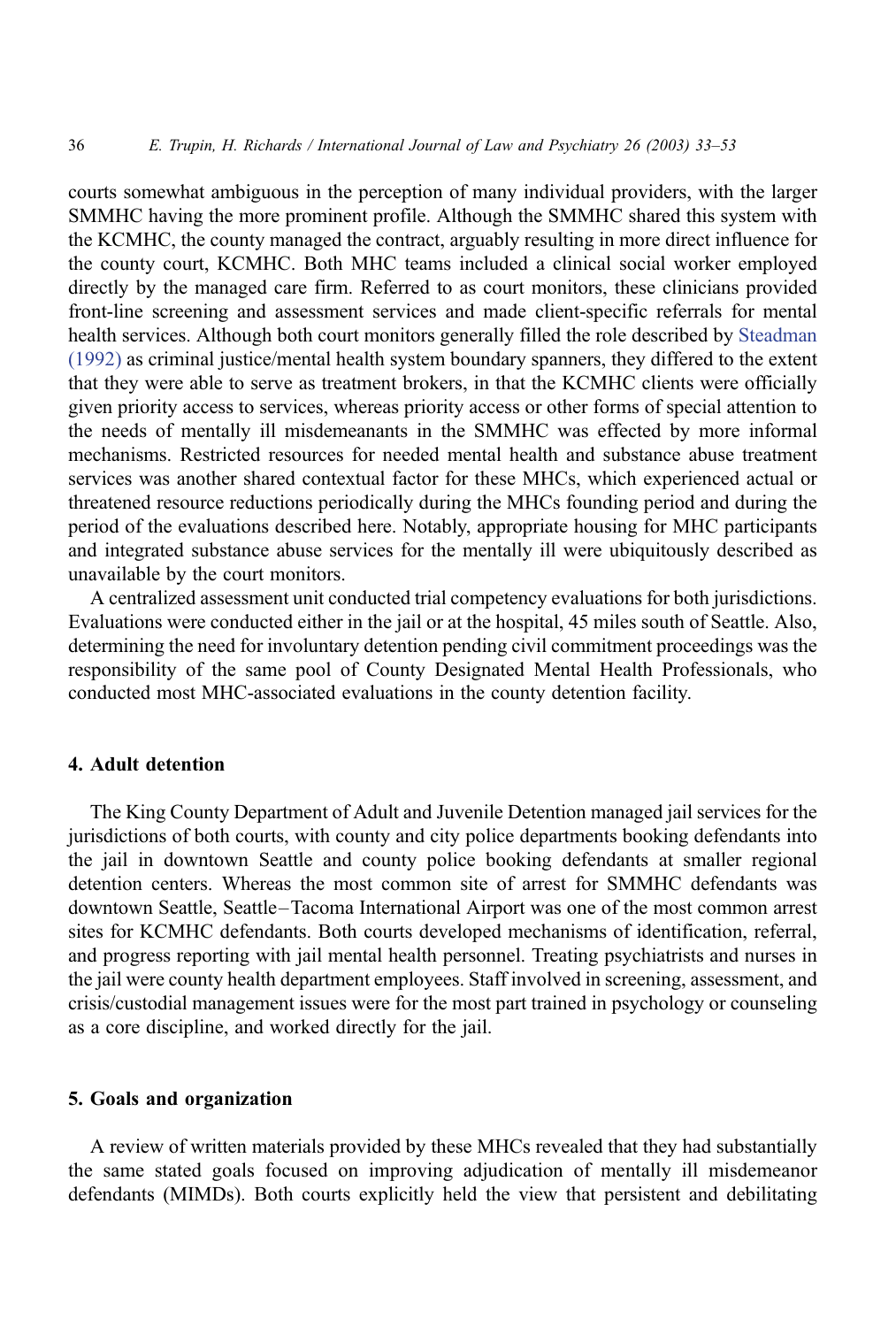courts somewhat ambiguous in the perception of many individual providers, with the larger SMMHC having the more prominent profile. Although the SMMHC shared this system with the KCMHC, the county managed the contract, arguably resulting in more direct influence for the county court, KCMHC. Both MHC teams included a clinical social worker employed directly by the managed care firm. Referred to as court monitors, these clinicians provided front-line screening and assessment services and made client-specific referrals for mental health services. Although both court monitors generally filled the role described by Steadman (1992) as criminal justice/mental health system boundary spanners, they differed to the extent that they were able to serve as treatment brokers, in that the KCMHC clients were officially given priority access to services, whereas priority access or other forms of special attention to the needs of mentally ill misdemeanants in the SMMHC was effected by more informal mechanisms. Restricted resources for needed mental health and substance abuse treatment services was another shared contextual factor for these MHCs, which experienced actual or threatened resource reductions periodically during the MHCs founding period and during the period of the evaluations described here. Notably, appropriate housing for MHC participants and integrated substance abuse services for the mentally ill were ubiquitously described as unavailable by the court monitors.

A centralized assessment unit conducted trial competency evaluations for both jurisdictions. Evaluations were conducted either in the jail or at the hospital, 45 miles south of Seattle. Also, determining the need for involuntary detention pending civil commitment proceedings was the responsibility of the same pool of County Designated Mental Health Professionals, who conducted most MHC-associated evaluations in the county detention facility.

## 4. Adult detention

The King County Department of Adult and Juvenile Detention managed jail services for the jurisdictions of both courts, with county and city police departments booking defendants into the jail in downtown Seattle and county police booking defendants at smaller regional detention centers. Whereas the most common site of arrest for SMMHC defendants was downtown Seattle, Seattle–Tacoma International Airport was one of the most common arrest sites for KCMHC defendants. Both courts developed mechanisms of identification, referral, and progress reporting with jail mental health personnel. Treating psychiatrists and nurses in the jail were county health department employees. Staff involved in screening, assessment, and crisis/custodial management issues were for the most part trained in psychology or counseling as a core discipline, and worked directly for the jail.

## 5. Goals and organization

A review of written materials provided by these MHCs revealed that they had substantially the same stated goals focused on improving adjudication of mentally ill misdemeanor defendants (MIMDs). Both courts explicitly held the view that persistent and debilitating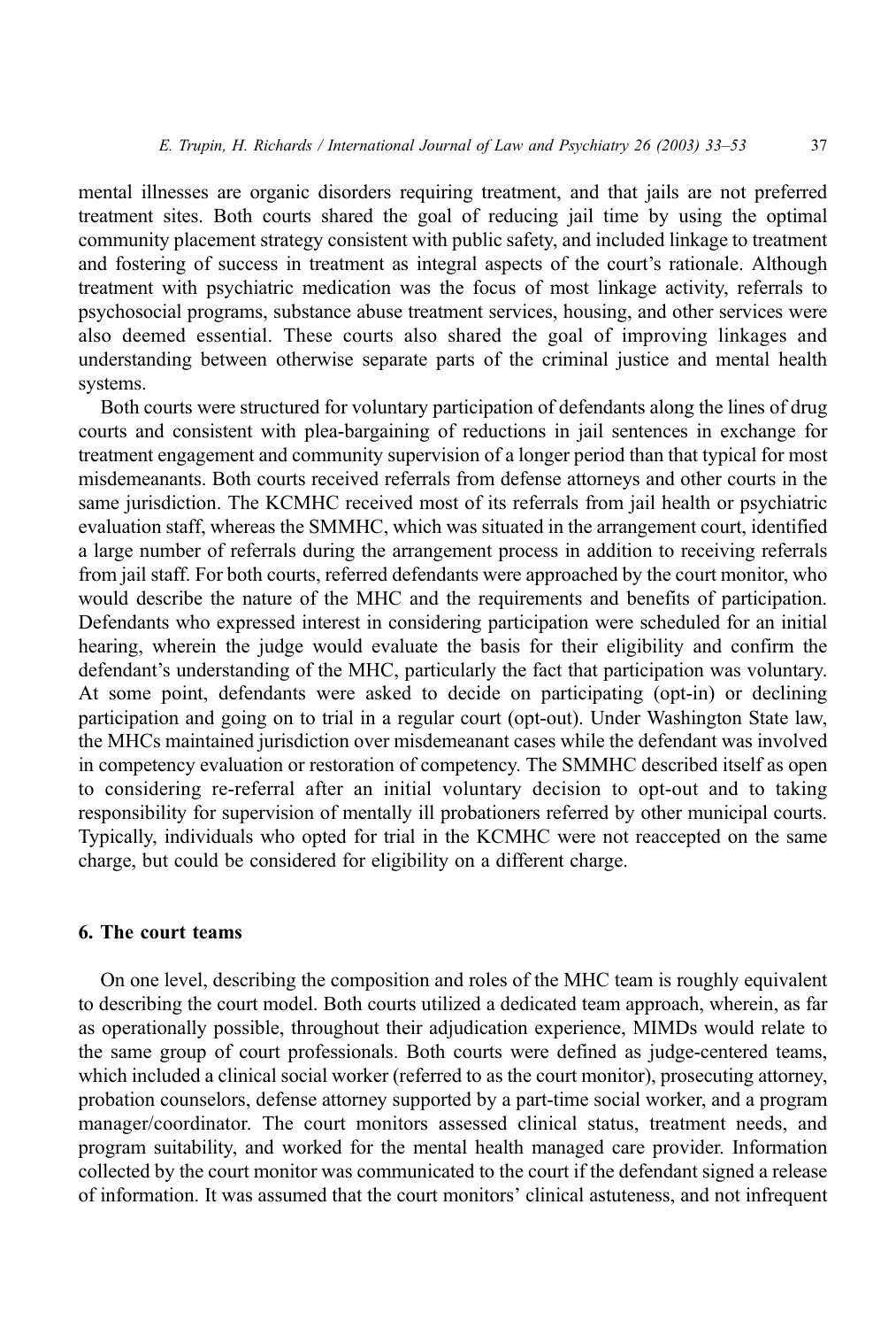mental illnesses are organic disorders requiring treatment, and that jails are not preferred treatment sites. Both courts shared the goal of reducing jail time by using the optimal community placement strategy consistent with public safety, and included linkage to treatment and fostering of success in treatment as integral aspects of the court's rationale. Although treatment with psychiatric medication was the focus of most linkage activity, referrals to psychosocial programs, substance abuse treatment services, housing, and other services were also deemed essential. These courts also shared the goal of improving linkages and understanding between otherwise separate parts of the criminal justice and mental health systems.

Both courts were structured for voluntary participation of defendants along the lines of drug courts and consistent with plea-bargaining of reductions in jail sentences in exchange for treatment engagement and community supervision of a longer period than that typical for most misdemeanants. Both courts received referrals from defense attorneys and other courts in the same jurisdiction. The KCMHC received most of its referrals from jail health or psychiatric evaluation staff, whereas the SMMHC, which was situated in the arrangement court, identified a large number of referrals during the arrangement process in addition to receiving referrals from jail staff. For both courts, referred defendants were approached by the court monitor, who would describe the nature of the MHC and the requirements and benefits of participation. Defendants who expressed interest in considering participation were scheduled for an initial hearing, wherein the judge would evaluate the basis for their eligibility and confirm the defendant's understanding of the MHC, particularly the fact that participation was voluntary. At some point, defendants were asked to decide on participating (opt-in) or declining participation and going on to trial in a regular court (opt-out). Under Washington State law, the MHCs maintained jurisdiction over misdemeanant cases while the defendant was involved in competency evaluation or restoration of competency. The SMMHC described itself as open to considering re-referral after an initial voluntary decision to opt-out and to taking responsibility for supervision of mentally ill probationers referred by other municipal courts. Typically, individuals who opted for trial in the KCMHC were not reaccepted on the same charge, but could be considered for eligibility on a different charge.

## 6. The court teams

On one level, describing the composition and roles of the MHC team is roughly equivalent to describing the court model. Both courts utilized a dedicated team approach, wherein, as far as operationally possible, throughout their adjudication experience, MIMDs would relate to the same group of court professionals. Both courts were defined as judge-centered teams, which included a clinical social worker (referred to as the court monitor), prosecuting attorney, probation counselors, defense attorney supported by a part-time social worker, and a program manager/coordinator. The court monitors assessed clinical status, treatment needs, and program suitability, and worked for the mental health managed care provider. Information collected by the court monitor was communicated to the court if the defendant signed a release of information. It was assumed that the court monitors' clinical astuteness, and not infrequent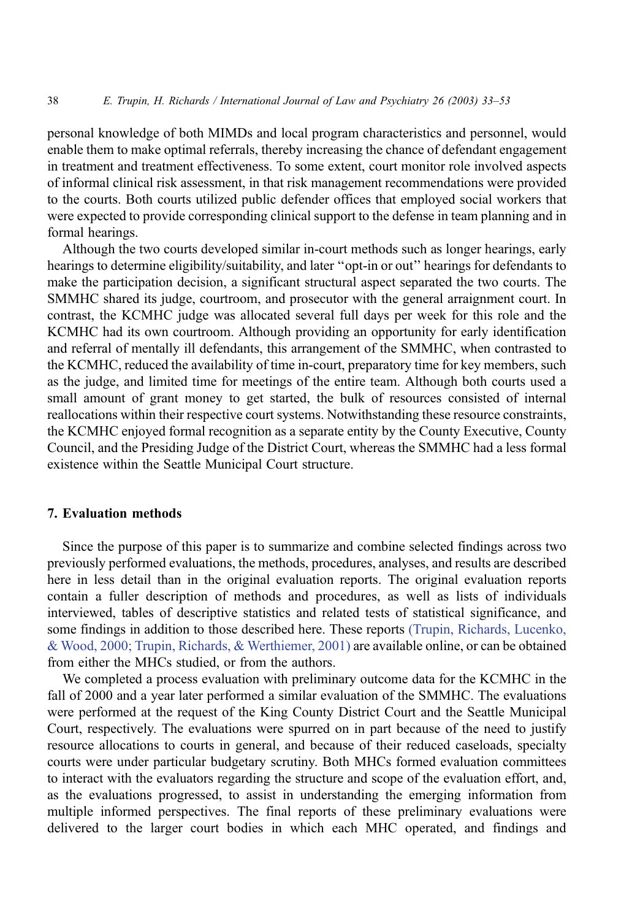personal knowledge of both MIMDs and local program characteristics and personnel, would enable them to make optimal referrals, thereby increasing the chance of defendant engagement in treatment and treatment effectiveness. To some extent, court monitor role involved aspects of informal clinical risk assessment, in that risk management recommendations were provided to the courts. Both courts utilized public defender offices that employed social workers that were expected to provide corresponding clinical support to the defense in team planning and in formal hearings.

Although the two courts developed similar in-court methods such as longer hearings, early hearings to determine eligibility/suitability, and later "opt-in or out" hearings for defendants to make the participation decision, a significant structural aspect separated the two courts. The SMMHC shared its judge, courtroom, and prosecutor with the general arraignment court. In contrast, the KCMHC judge was allocated several full days per week for this role and the KCMHC had its own courtroom. Although providing an opportunity for early identification and referral of mentally ill defendants, this arrangement of the SMMHC, when contrasted to the KCMHC, reduced the availability of time in-court, preparatory time for key members, such as the judge, and limited time for meetings of the entire team. Although both courts used a small amount of grant money to get started, the bulk of resources consisted of internal reallocations within their respective court systems. Notwithstanding these resource constraints, the KCMHC enjoyed formal recognition as a separate entity by the County Executive, County Council, and the Presiding Judge of the District Court, whereas the SMMHC had a less formal existence within the Seattle Municipal Court structure.

## 7. Evaluation methods

Since the purpose of this paper is to summarize and combine selected findings across two previously performed evaluations, the methods, procedures, analyses, and results are described here in less detail than in the original evaluation reports. The original evaluation reports contain a fuller description of methods and procedures, as well as lists of individuals interviewed, tables of descriptive statistics and related tests of statistical significance, and some findings in addition to those described here. These reports (Trupin, Richards, Lucenko, & Wood, 2000; Trupin, Richards, & Werthiemer, 2001) are available online, or can be obtained from either the MHCs studied, or from the authors.

We completed a process evaluation with preliminary outcome data for the KCMHC in the fall of 2000 and a year later performed a similar evaluation of the SMMHC. The evaluations were performed at the request of the King County District Court and the Seattle Municipal Court, respectively. The evaluations were spurred on in part because of the need to justify resource allocations to courts in general, and because of their reduced caseloads, specialty courts were under particular budgetary scrutiny. Both MHCs formed evaluation committees to interact with the evaluators regarding the structure and scope of the evaluation effort, and, as the evaluations progressed, to assist in understanding the emerging information from multiple informed perspectives. The final reports of these preliminary evaluations were delivered to the larger court bodies in which each MHC operated, and findings and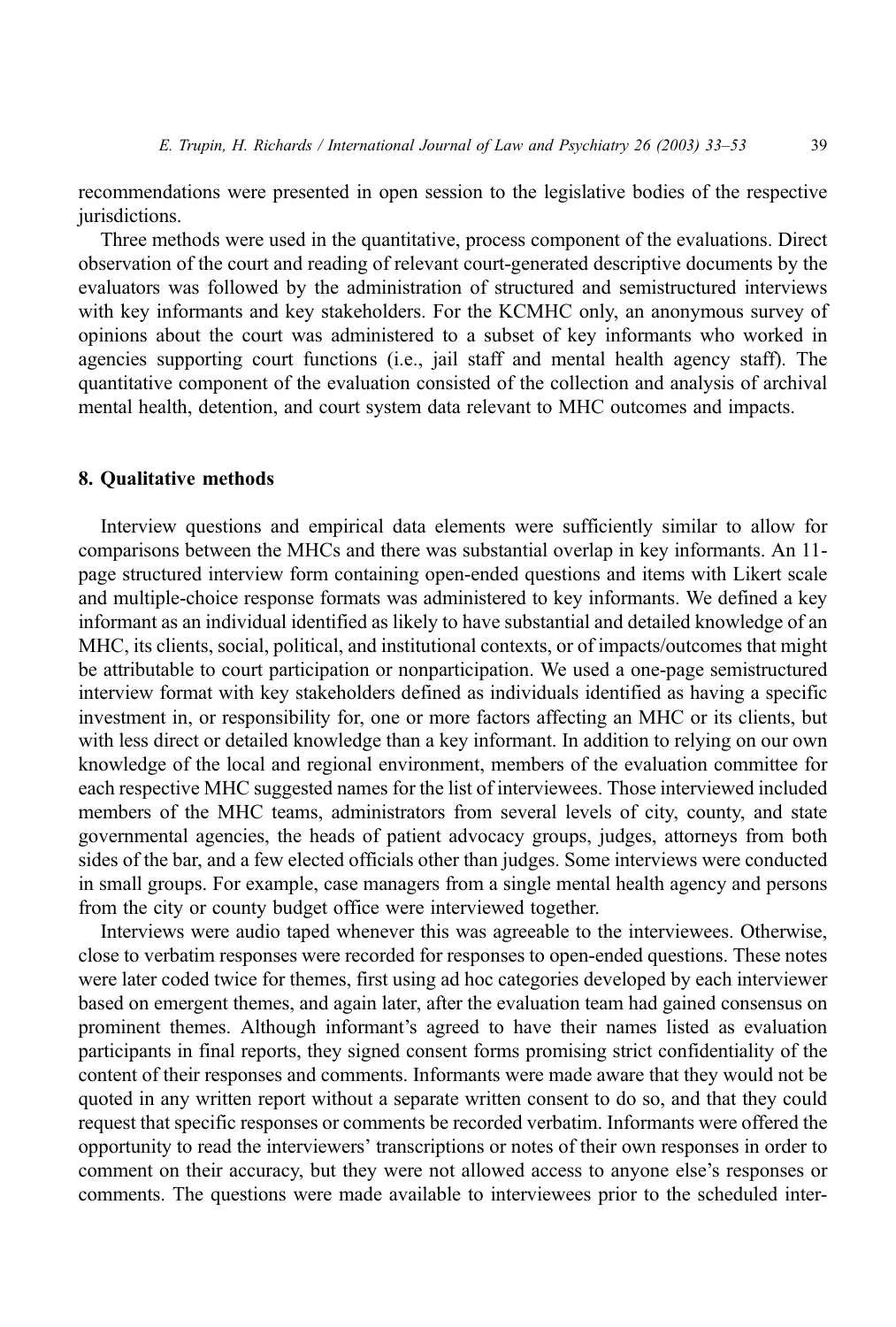recommendations were presented in open session to the legislative bodies of the respective jurisdictions.

Three methods were used in the quantitative, process component of the evaluations. Direct observation of the court and reading of relevant court-generated descriptive documents by the evaluators was followed by the administration of structured and semistructured interviews with key informants and key stakeholders. For the KCMHC only, an anonymous survey of opinions about the court was administered to a subset of key informants who worked in agencies supporting court functions (i.e., jail staff and mental health agency staff). The quantitative component of the evaluation consisted of the collection and analysis of archival mental health, detention, and court system data relevant to MHC outcomes and impacts.

## 8. Qualitative methods

Interview questions and empirical data elements were sufficiently similar to allow for comparisons between the MHCs and there was substantial overlap in key informants. An 11-page structured interview form containing open-ended questions and items with Likert scale and multiple-choice response formats was administered to key informants. We defined a key informant as an individual identified as likely to have substantial and detailed knowledge of an MHC, its clients, social, political, and institutional contexts, or of impacts/outcomes that might be attributable to court participation or nonparticipation. We used a one-page semistructured interview format with key stakeholders defined as individuals identified as having a specific investment in, or responsibility for, one or more factors affecting an MHC or its clients, but with less direct or detailed knowledge than a key informant. In addition to relying on our own knowledge of the local and regional environment, members of the evaluation committee for each respective MHC suggested names for the list of interviewees. Those interviewed included members of the MHC teams, administrators from several levels of city, county, and state governmental agencies, the heads of patient advocacy groups, judges, attorneys from both sides of the bar, and a few elected officials other than judges. Some interviews were conducted in small groups. For example, case managers from a single mental health agency and persons from the city or county budget office were interviewed together.

Interviews were audio taped whenever this was agreeable to the interviewees. Otherwise, close to verbatim responses were recorded for responses to open-ended questions. These notes were later coded twice for themes, first using ad hoc categories developed by each interviewer based on emergent themes, and again later, after the evaluation team had gained consensus on prominent themes. Although informant's agreed to have their names listed as evaluation participants in final reports, they signed consent forms promising strict confidentiality of the content of their responses and comments. Informants were made aware that they would not be quoted in any written report without a separate written consent to do so, and that they could request that specific responses or comments be recorded verbatim. Informants were offered the opportunity to read the interviewers' transcriptions or notes of their own responses in order to comment on their accuracy, but they were not allowed access to anyone else's responses or comments. The questions were made available to interviewees prior to the scheduled inter-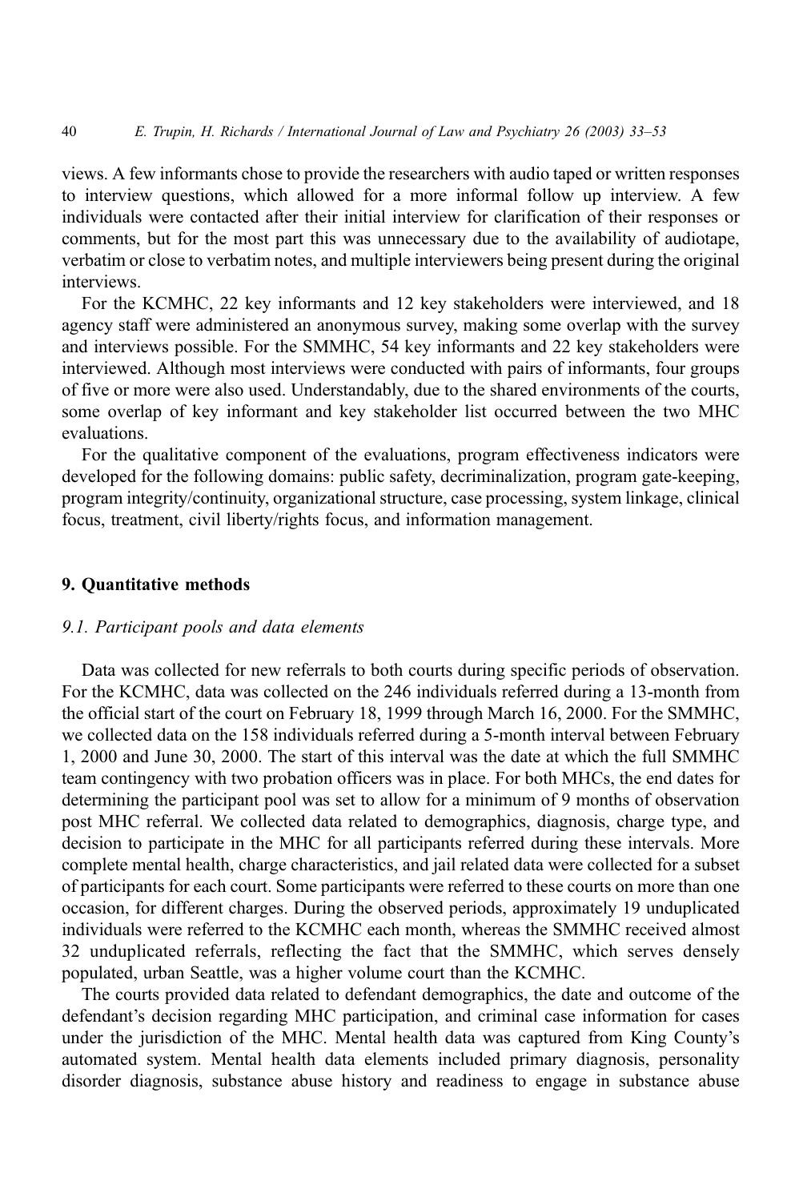views. A few informants chose to provide the researchers with audio taped or written responses to interview questions, which allowed for a more informal follow up interview. A few individuals were contacted after their initial interview for clarification of their responses or comments, but for the most part this was unnecessary due to the availability of audiotape, verbatim or close to verbatim notes, and multiple interviewers being present during the original interviews.

For the KCMHC, 22 key informants and 12 key stakeholders were interviewed, and 18 agency staff were administered an anonymous survey, making some overlap with the survey and interviews possible. For the SMMHC, 54 key informants and 22 key stakeholders were interviewed. Although most interviews were conducted with pairs of informants, four groups of five or more were also used. Understandably, due to the shared environments of the courts, some overlap of key informant and key stakeholder list occurred between the two MHC evaluations.

For the qualitative component of the evaluations, program effectiveness indicators were developed for the following domains: public safety, decriminalization, program gate-keeping, program integrity/continuity, organizational structure, case processing, system linkage, clinical focus, treatment, civil liberty/rights focus, and information management.

## 9. Quantitative methods

### *9.1. Participant pools and data elements*

Data was collected for new referrals to both courts during specific periods of observation. For the KCMHC, data was collected on the 246 individuals referred during a 13-month from the official start of the court on February 18, 1999 through March 16, 2000. For the SMMHC, we collected data on the 158 individuals referred during a 5-month interval between February 1, 2000 and June 30, 2000. The start of this interval was the date at which the full SMMHC team contingency with two probation officers was in place. For both MHCs, the end dates for determining the participant pool was set to allow for a minimum of 9 months of observation post MHC referral. We collected data related to demographics, diagnosis, charge type, and decision to participate in the MHC for all participants referred during these intervals. More complete mental health, charge characteristics, and jail related data were collected for a subset of participants for each court. Some participants were referred to these courts on more than one occasion, for different charges. During the observed periods, approximately 19 unduplicated individuals were referred to the KCMHC each month, whereas the SMMHC received almost 32 unduplicated referrals, reflecting the fact that the SMMHC, which serves densely populated, urban Seattle, was a higher volume court than the KCMHC.

The courts provided data related to defendant demographics, the date and outcome of the defendant's decision regarding MHC participation, and criminal case information for cases under the jurisdiction of the MHC. Mental health data was captured from King County's automated system. Mental health data elements included primary diagnosis, personality disorder diagnosis, substance abuse history and readiness to engage in substance abuse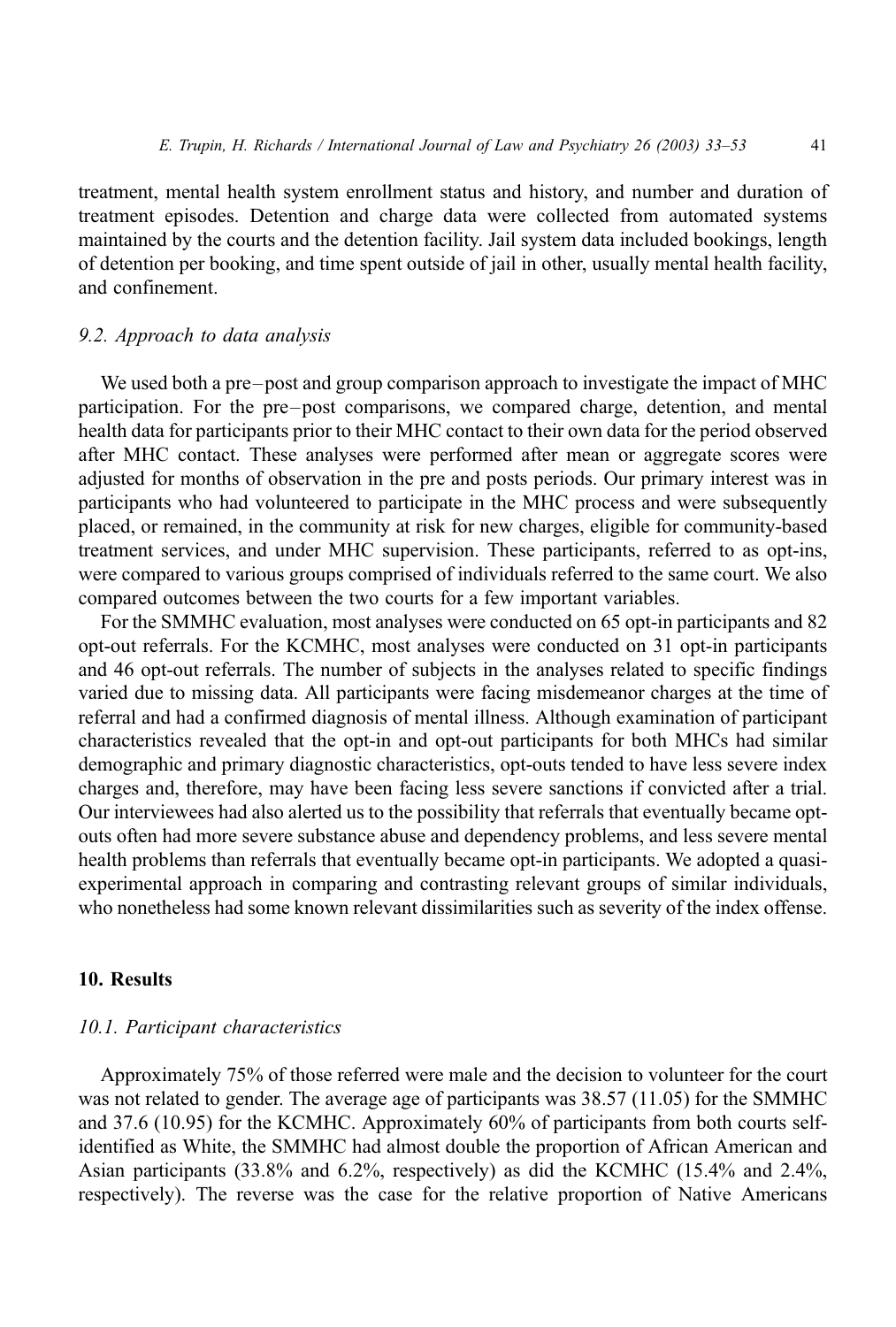treatment, mental health system enrollment status and history, and number and duration of treatment episodes. Detention and charge data were collected from automated systems maintained by the courts and the detention facility. Jail system data included bookings, length of detention per booking, and time spent outside of jail in other, usually mental health facility, and confinement.

### 9.2. Approach to data analysis

We used both a pre–post and group comparison approach to investigate the impact of MHC participation. For the pre–post comparisons, we compared charge, detention, and mental health data for participants prior to their MHC contact to their own data for the period observed after MHC contact. These analyses were performed after mean or aggregate scores were adjusted for months of observation in the pre and posts periods. Our primary interest was in participants who had volunteered to participate in the MHC process and were subsequently placed, or remained, in the community at risk for new charges, eligible for community-based treatment services, and under MHC supervision. These participants, referred to as opt-ins, were compared to various groups comprised of individuals referred to the same court. We also compared outcomes between the two courts for a few important variables.

For the SMMHC evaluation, most analyses were conducted on 65 opt-in participants and 82 opt-out referrals. For the KCMHC, most analyses were conducted on 31 opt-in participants and 46 opt-out referrals. The number of subjects in the analyses related to specific findings varied due to missing data. All participants were facing misdemeanor charges at the time of referral and had a confirmed diagnosis of mental illness. Although examination of participant characteristics revealed that the opt-in and opt-out participants for both MHCs had similar demographic and primary diagnostic characteristics, opt-outs tended to have less severe index charges and, therefore, may have been facing less severe sanctions if convicted after a trial. Our interviewees had also alerted us to the possibility that referrals that eventually became opt-outs often had more severe substance abuse and dependency problems, and less severe mental health problems than referrals that eventually became opt-in participants. We adopted a quasi-experimental approach in comparing and contrasting relevant groups of similar individuals, who nonetheless had some known relevant dissimilarities such as severity of the index offense.

## 10. Results

### 10.1. Participant characteristics

Approximately 75% of those referred were male and the decision to volunteer for the court was not related to gender. The average age of participants was 38.57 (11.05) for the SMMHC and 37.6 (10.95) for the KCMHC. Approximately 60% of participants from both courts self-identified as White, the SMMHC had almost double the proportion of African American and Asian participants (33.8% and 6.2%, respectively) as did the KCMHC (15.4% and 2.4%, respectively). The reverse was the case for the relative proportion of Native Americans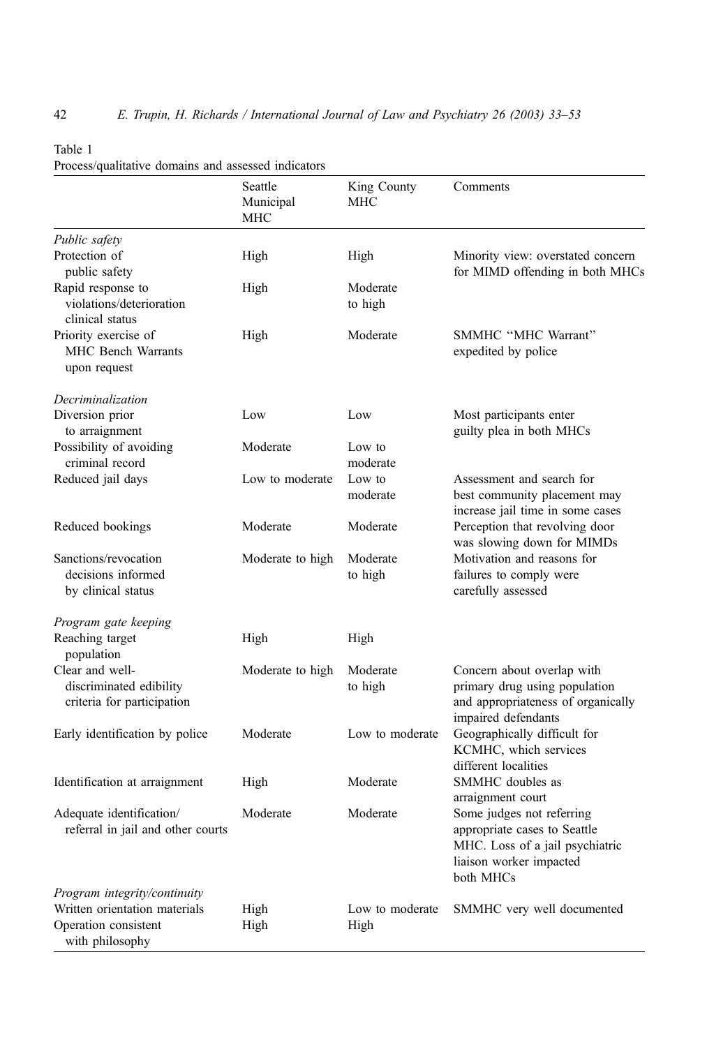Table 1
Process/qualitative domains and assessed indicators

| | Seattle Municipal MHC | King County MHC | Comments |
|---|---|---|---|
| *Public safety* | | | |
| Protection of public safety | High | High | Minority view: overstated concern for MIMD offending in both MHCs |
| Rapid response to violations/deterioration clinical status | High | Moderate to high | |
| Priority exercise of MHC Bench Warrants upon request | High | Moderate | SMMHC "MHC Warrant" expedited by police |
| *Decriminalization* | | | |
| Diversion prior to arraignment | Low | Low | Most participants enter guilty plea in both MHCs |
| Possibility of avoiding criminal record | Moderate | Low to moderate | |
| Reduced jail days | Low to moderate | Low to moderate | Assessment and search for best community placement may increase jail time in some cases |
| Reduced bookings | Moderate | Moderate | Perception that revolving door was slowing down for MIMDs |
| Sanctions/revocation decisions informed by clinical status | Moderate to high | Moderate to high | Motivation and reasons for failures to comply were carefully assessed |
| *Program gate keeping* | | | |
| Reaching target population | High | High | |
| Clear and well-discriminated edibility criteria for participation | Moderate to high | Moderate to high | Concern about overlap with primary drug using population and appropriateness of organically impaired defendants |
| Early identification by police | Moderate | Low to moderate | Geographically difficult for KCMHC, which services different localities |
| Identification at arraignment | High | Moderate | SMMHC doubles as arraignment court |
| Adequate identification/ referral in jail and other courts | Moderate | Moderate | Some judges not referring appropriate cases to Seattle MHC. Loss of a jail psychiatric liaison worker impacted both MHCs |
| *Program integrity/continuity* | | | |
| Written orientation materials | High | Low to moderate | SMMHC very well documented |
| Operation consistent with philosophy | High | High | |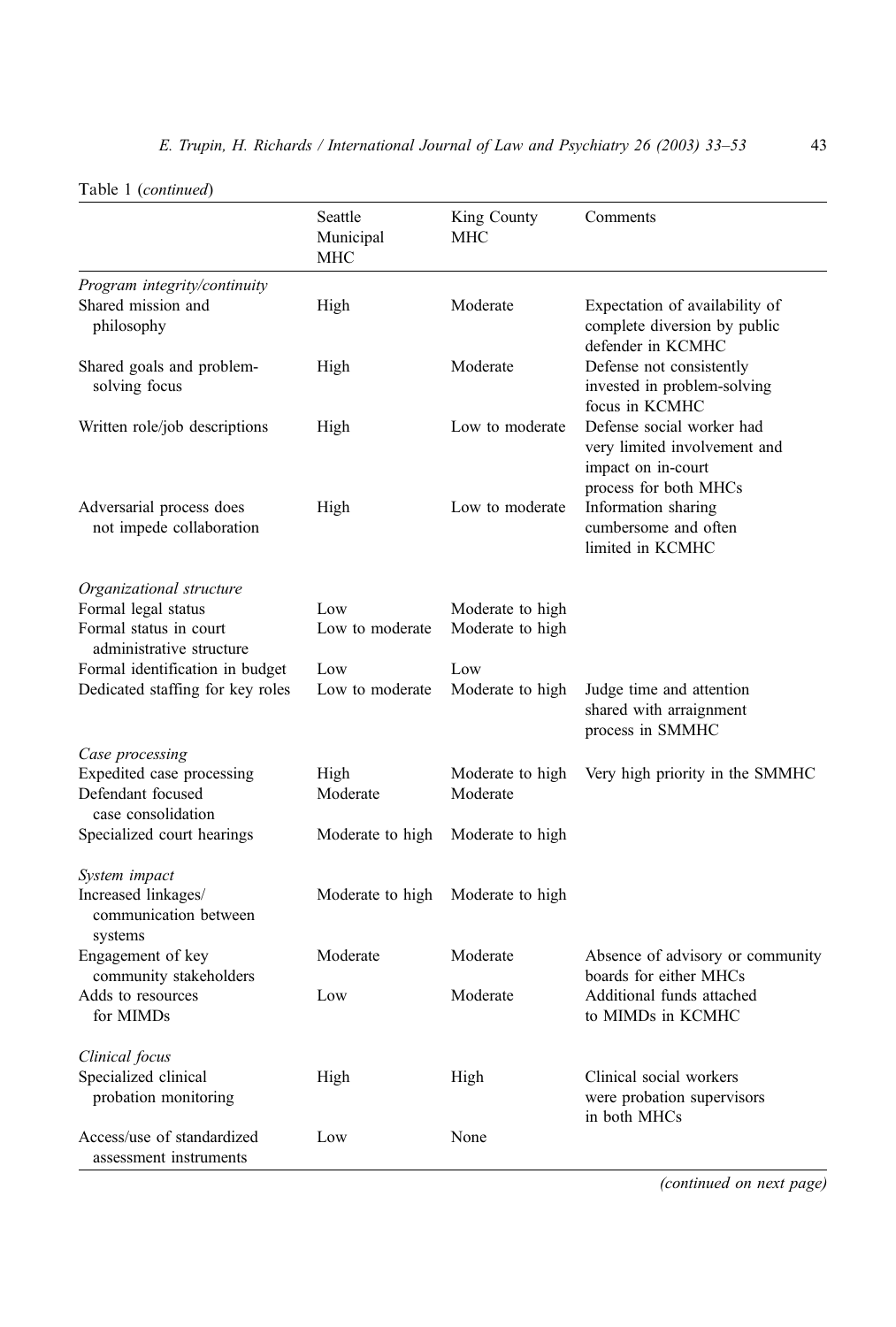Table 1 (*continued*)

| | Seattle Municipal MHC | King County MHC | Comments |
|---|---|---|---|
| *Program integrity/continuity* | | | |
| Shared mission and philosophy | High | Moderate | Expectation of availability of complete diversion by public defender in KCMHC |
| Shared goals and problem-solving focus | High | Moderate | Defense not consistently invested in problem-solving focus in KCMHC |
| Written role/job descriptions | High | Low to moderate | Defense social worker had very limited involvement and impact on in-court process for both MHCs |
| Adversarial process does not impede collaboration | High | Low to moderate | Information sharing cumbersome and often limited in KCMHC |
| *Organizational structure* | | | |
| Formal legal status | Low | Moderate to high | |
| Formal status in court administrative structure | Low to moderate | Moderate to high | |
| Formal identification in budget | Low | Low | |
| Dedicated staffing for key roles | Low to moderate | Moderate to high | Judge time and attention shared with arraignment process in SMMHC |
| *Case processing* | | | |
| Expedited case processing | High | Moderate to high | Very high priority in the SMMHC |
| Defendant focused case consolidation | Moderate | Moderate | |
| Specialized court hearings | Moderate to high | Moderate to high | |
| *System impact* | | | |
| Increased linkages/ communication between systems | Moderate to high | Moderate to high | |
| Engagement of key community stakeholders | Moderate | Moderate | Absence of advisory or community boards for either MHCs |
| Adds to resources for MIMDs | Low | Moderate | Additional funds attached to MIMDs in KCMHC |
| *Clinical focus* | | | |
| Specialized clinical probation monitoring | High | High | Clinical social workers were probation supervisors in both MHCs |
| Access/use of standardized assessment instruments | Low | None | |

(*continued on next page*)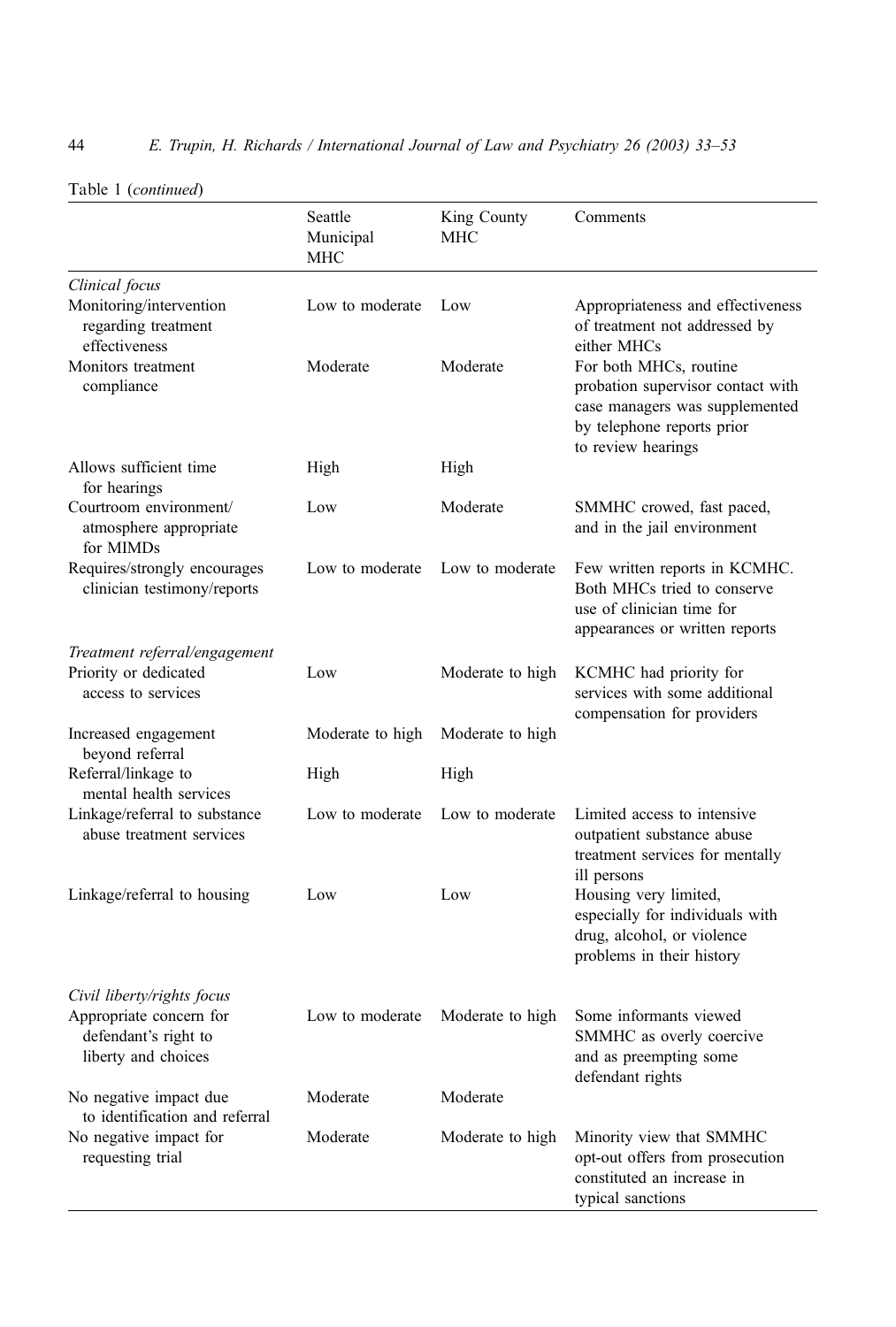Table 1 (*continued*)

| | Seattle Municipal MHC | King County MHC | Comments |
|---|---|---|---|
| *Clinical focus* | | | |
| Monitoring/intervention regarding treatment effectiveness | Low to moderate | Low | Appropriateness and effectiveness of treatment not addressed by either MHCs |
| Monitors treatment compliance | Moderate | Moderate | For both MHCs, routine probation supervisor contact with case managers was supplemented by telephone reports prior to review hearings |
| Allows sufficient time for hearings | High | High | |
| Courtroom environment/ atmosphere appropriate for MIMDs | Low | Moderate | SMMHC crowed, fast paced, and in the jail environment |
| Requires/strongly encourages clinician testimony/reports | Low to moderate | Low to moderate | Few written reports in KCMHC. Both MHCs tried to conserve use of clinician time for appearances or written reports |
| *Treatment referral/engagement* | | | |
| Priority or dedicated access to services | Low | Moderate to high | KCMHC had priority for services with some additional compensation for providers |
| Increased engagement beyond referral | Moderate to high | Moderate to high | |
| Referral/linkage to mental health services | High | High | |
| Linkage/referral to substance abuse treatment services | Low to moderate | Low to moderate | Limited access to intensive outpatient substance abuse treatment services for mentally ill persons |
| Linkage/referral to housing | Low | Low | Housing very limited, especially for individuals with drug, alcohol, or violence problems in their history |
| *Civil liberty/rights focus* | | | |
| Appropriate concern for defendant's right to liberty and choices | Low to moderate | Moderate to high | Some informants viewed SMMHC as overly coercive and as preempting some defendant rights |
| No negative impact due to identification and referral | Moderate | Moderate | |
| No negative impact for requesting trial | Moderate | Moderate to high | Minority view that SMMHC opt-out offers from prosecution constituted an increase in typical sanctions |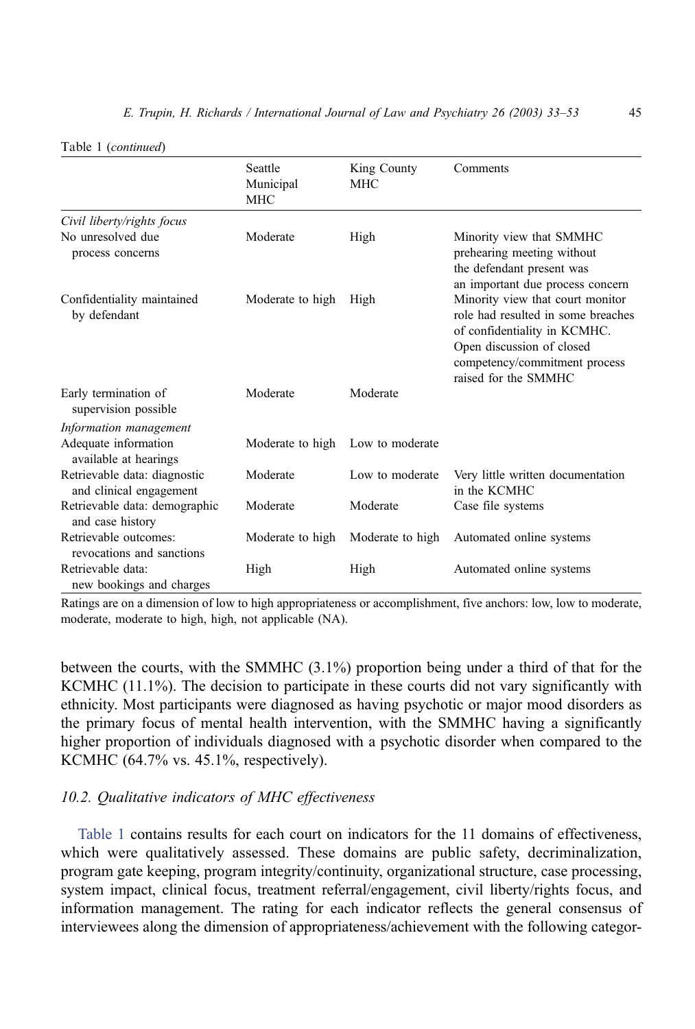Table 1 (*continued*)

| | Seattle Municipal MHC | King County MHC | Comments |
|---|---|---|---|
| *Civil liberty/rights focus* | | | |
| No unresolved due process concerns | Moderate | High | Minority view that SMMHC prehearing meeting without the defendant present was an important due process concern |
| Confidentiality maintained by defendant | Moderate to high | High | Minority view that court monitor role had resulted in some breaches of confidentiality in KCMHC. Open discussion of closed competency/commitment process raised for the SMMHC |
| Early termination of supervision possible | Moderate | Moderate | |
| *Information management* | | | |
| Adequate information available at hearings | Moderate to high | Low to moderate | |
| Retrievable data: diagnostic and clinical engagement | Moderate | Low to moderate | Very little written documentation in the KCMHC |
| Retrievable data: demographic and case history | Moderate | Moderate | Case file systems |
| Retrievable outcomes: revocations and sanctions | Moderate to high | Moderate to high | Automated online systems |
| Retrievable data: new bookings and charges | High | High | Automated online systems |

Ratings are on a dimension of low to high appropriateness or accomplishment, five anchors: low, low to moderate, moderate, moderate to high, high, not applicable (NA).

between the courts, with the SMMHC (3.1%) proportion being under a third of that for the KCMHC (11.1%). The decision to participate in these courts did not vary significantly with ethnicity. Most participants were diagnosed as having psychotic or major mood disorders as the primary focus of mental health intervention, with the SMMHC having a significantly higher proportion of individuals diagnosed with a psychotic disorder when compared to the KCMHC (64.7% vs. 45.1%, respectively).

### *10.2. Qualitative indicators of MHC effectiveness*

Table 1 contains results for each court on indicators for the 11 domains of effectiveness, which were qualitatively assessed. These domains are public safety, decriminalization, program gate keeping, program integrity/continuity, organizational structure, case processing, system impact, clinical focus, treatment referral/engagement, civil liberty/rights focus, and information management. The rating for each indicator reflects the general consensus of interviewees along the dimension of appropriateness/achievement with the following categor-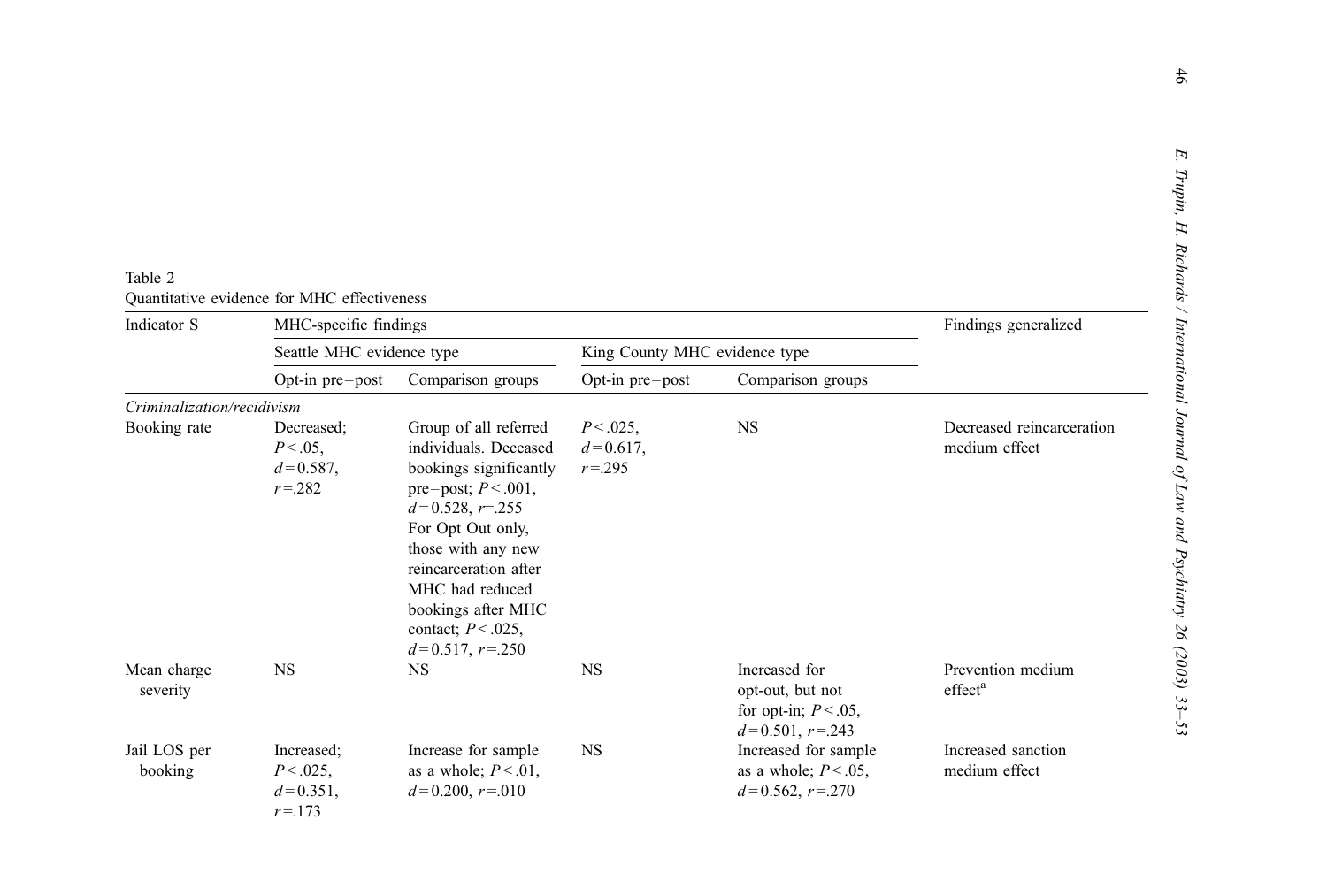Table 2
Quantitative evidence for MHC effectiveness

| Indicator S | MHC-specific findings | | | | Findings generalized |
|---|---|---|---|---|---|
| | Seattle MHC evidence type | | King County MHC evidence type | | |
| | Opt-in pre–post | Comparison groups | Opt-in pre–post | Comparison groups | |
| *Criminalization/recidivism* | | | | | |
| Booking rate | Decreased; $P<.05$, $d=0.587$, $r=.282$ | Group of all referred individuals. Deceased bookings significantly pre–post; $P<.001$, $d=0.528$, $r=.255$ For Opt Out only, those with any new reincarceration after MHC had reduced bookings after MHC contact; $P<.025$, $d=0.517$, $r=.250$ | $P<.025$, $d=0.617$, $r=.295$ | NS | Decreased reincarceration medium effect |
| Mean charge severity | NS | NS | NS | Increased for opt-out, but not for opt-in; $P<.05$, $d=0.501$, $r=.243$ | Prevention medium effect[a] |
| Jail LOS per booking | Increased; $P<.025$, $d=0.351$, $r=.173$ | Increase for sample as a whole; $P<.01$, $d=0.200$, $r=.010$ | NS | Increased for sample as a whole; $P<.05$, $d=0.562$, $r=.270$ | Increased sanction medium effect |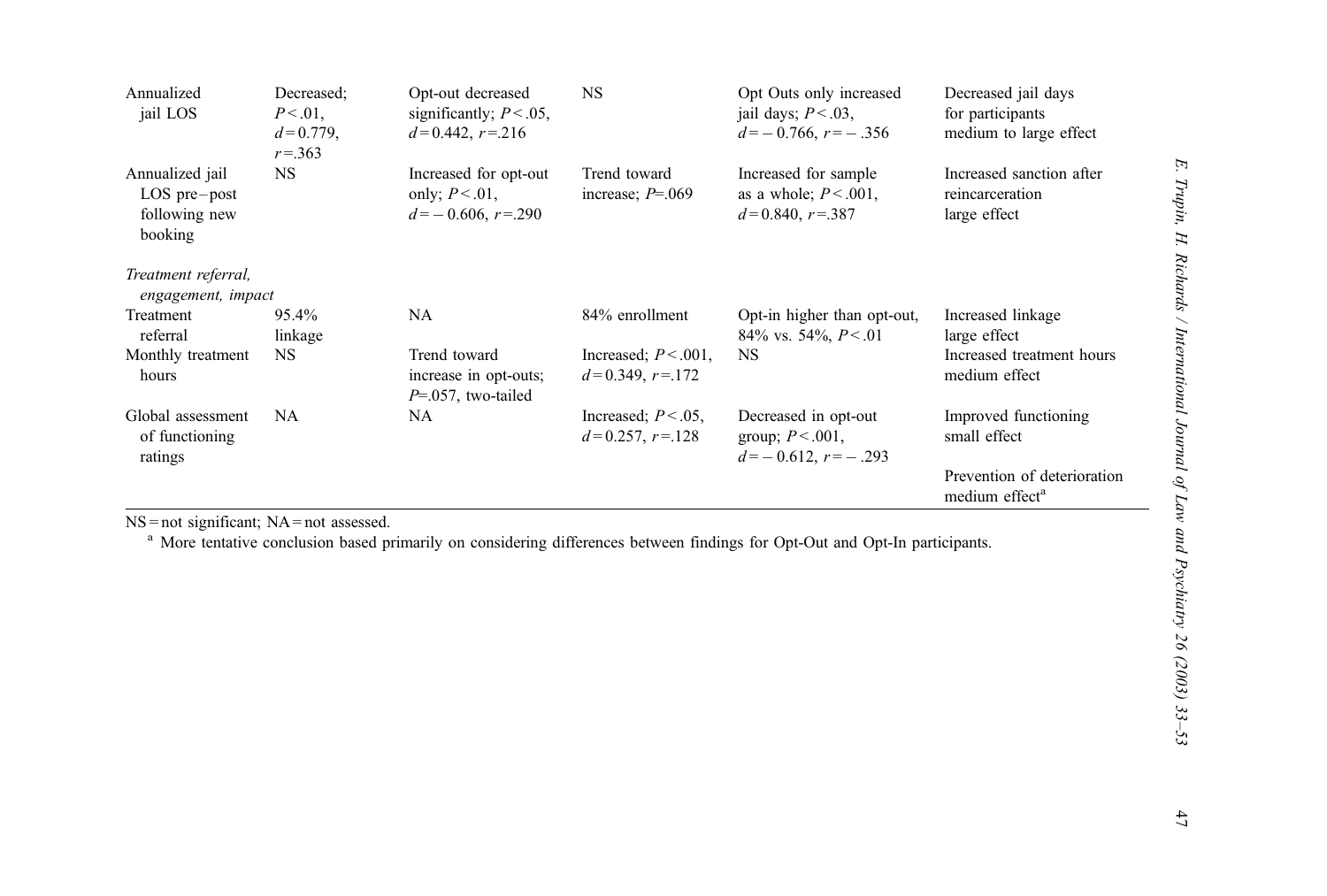| | | | | | |
|---|---|---|---|---|---|
| Annualized jail LOS | Decreased; $P<.01$, $d=0.779$, $r=.363$ | Opt-out decreased significantly; $P<.05$, $d=0.442$, $r=.216$ | NS | Opt Outs only increased jail days; $P<.03$, $d=-0.766$, $r=-.356$ | Decreased jail days for participants medium to large effect |
| Annualized jail LOS pre–post following new booking | NS | Increased for opt-out only; $P<.01$, $d=-0.606$, $r=.290$ | Trend toward increase; $P=.069$ | Increased for sample as a whole; $P<.001$, $d=0.840$, $r=.387$ | Increased sanction after reincarceration large effect |
| *Treatment referral, engagement, impact* | | | | | |
| Treatment referral | 95.4% linkage | NA | 84% enrollment | Opt-in higher than opt-out, 84% vs. 54%, $P<.01$ | Increased linkage large effect |
| Monthly treatment hours | NS | Trend toward increase in opt-outs; $P=.057$, two-tailed | Increased; $P<.001$, $d=0.349$, $r=.172$ | NS | Increased treatment hours medium effect |
| Global assessment of functioning ratings | NA | NA | Increased; $P<.05$, $d=0.257$, $r=.128$ | Decreased in opt-out group; $P<.001$, $d=-0.612$, $r=-.293$ | Improved functioning small effect |
| | | | | | Prevention of deterioration medium effect[a] |

NS = not significant; NA = not assessed.

[a] More tentative conclusion based primarily on considering differences between findings for Opt-Out and Opt-In participants.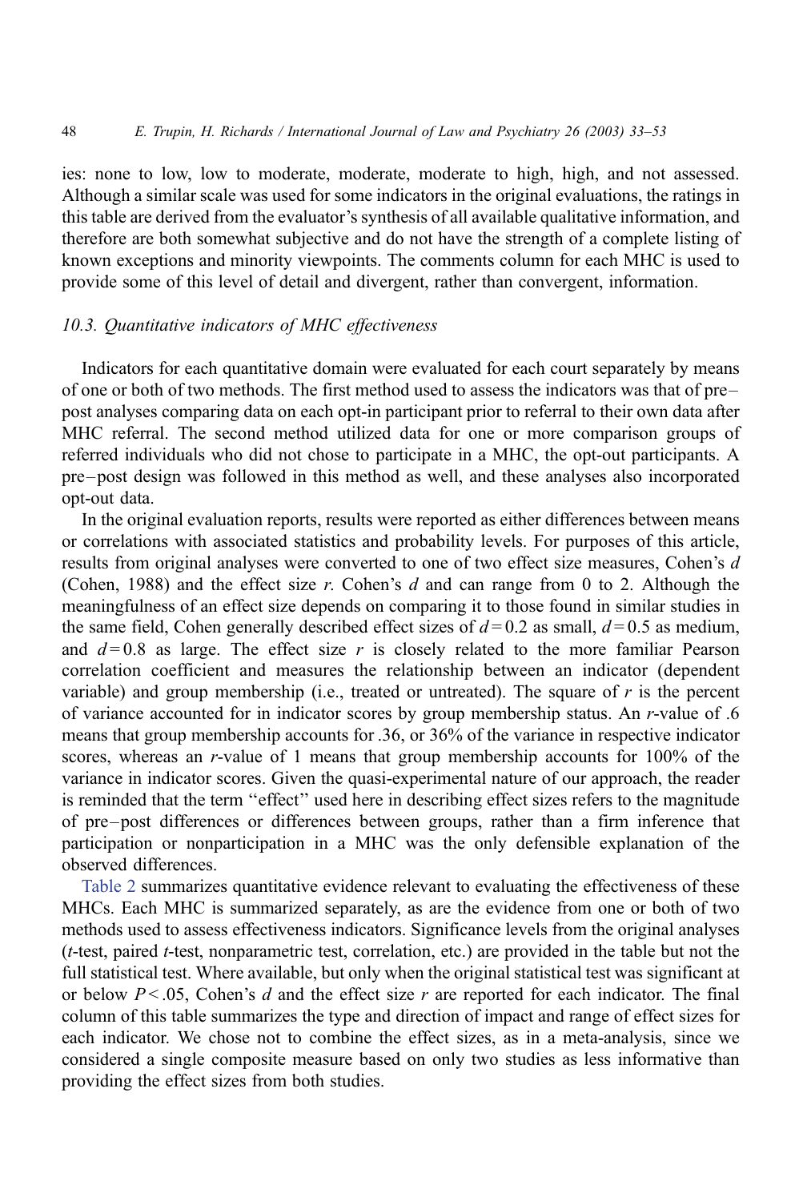ies: none to low, low to moderate, moderate, moderate to high, high, and not assessed. Although a similar scale was used for some indicators in the original evaluations, the ratings in this table are derived from the evaluator's synthesis of all available qualitative information, and therefore are both somewhat subjective and do not have the strength of a complete listing of known exceptions and minority viewpoints. The comments column for each MHC is used to provide some of this level of detail and divergent, rather than convergent, information.

### 10.3. Quantitative indicators of MHC effectiveness

Indicators for each quantitative domain were evaluated for each court separately by means of one or both of two methods. The first method used to assess the indicators was that of pre–post analyses comparing data on each opt-in participant prior to referral to their own data after MHC referral. The second method utilized data for one or more comparison groups of referred individuals who did not chose to participate in a MHC, the opt-out participants. A pre–post design was followed in this method as well, and these analyses also incorporated opt-out data.

In the original evaluation reports, results were reported as either differences between means or correlations with associated statistics and probability levels. For purposes of this article, results from original analyses were converted to one of two effect size measures, Cohen's $d$ (Cohen, 1988) and the effect size $r$. Cohen's $d$ and can range from 0 to 2. Although the meaningfulness of an effect size depends on comparing it to those found in similar studies in the same field, Cohen generally described effect sizes of $d = 0.2$ as small, $d = 0.5$ as medium, and $d = 0.8$ as large. The effect size $r$ is closely related to the more familiar Pearson correlation coefficient and measures the relationship between an indicator (dependent variable) and group membership (i.e., treated or untreated). The square of $r$ is the percent of variance accounted for in indicator scores by group membership status. An $r$-value of .6 means that group membership accounts for .36, or 36% of the variance in respective indicator scores, whereas an $r$-value of 1 means that group membership accounts for 100% of the variance in indicator scores. Given the quasi-experimental nature of our approach, the reader is reminded that the term "effect" used here in describing effect sizes refers to the magnitude of pre–post differences or differences between groups, rather than a firm inference that participation or nonparticipation in a MHC was the only defensible explanation of the observed differences.

Table 2 summarizes quantitative evidence relevant to evaluating the effectiveness of these MHCs. Each MHC is summarized separately, as are the evidence from one or both of two methods used to assess effectiveness indicators. Significance levels from the original analyses ($t$-test, paired $t$-test, nonparametric test, correlation, etc.) are provided in the table but not the full statistical test. Where available, but only when the original statistical test was significant at or below $P < .05$, Cohen's $d$ and the effect size $r$ are reported for each indicator. The final column of this table summarizes the type and direction of impact and range of effect sizes for each indicator. We chose not to combine the effect sizes, as in a meta-analysis, since we considered a single composite measure based on only two studies as less informative than providing the effect sizes from both studies.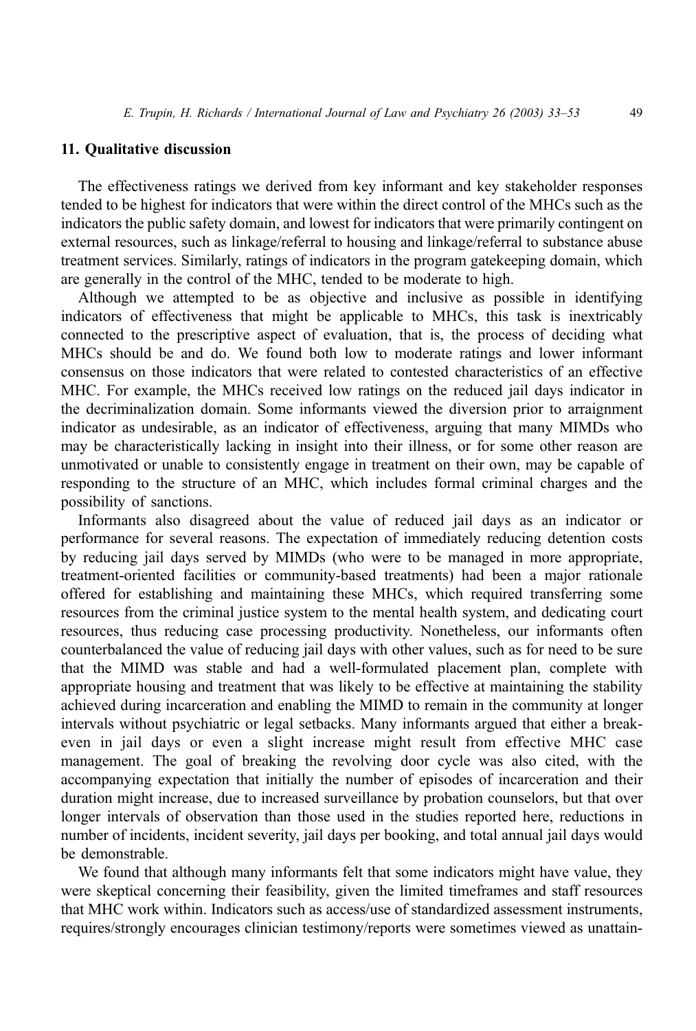## 11. Qualitative discussion

The effectiveness ratings we derived from key informant and key stakeholder responses tended to be highest for indicators that were within the direct control of the MHCs such as the indicators the public safety domain, and lowest for indicators that were primarily contingent on external resources, such as linkage/referral to housing and linkage/referral to substance abuse treatment services. Similarly, ratings of indicators in the program gatekeeping domain, which are generally in the control of the MHC, tended to be moderate to high.

Although we attempted to be as objective and inclusive as possible in identifying indicators of effectiveness that might be applicable to MHCs, this task is inextricably connected to the prescriptive aspect of evaluation, that is, the process of deciding what MHCs should be and do. We found both low to moderate ratings and lower informant consensus on those indicators that were related to contested characteristics of an effective MHC. For example, the MHCs received low ratings on the reduced jail days indicator in the decriminalization domain. Some informants viewed the diversion prior to arraignment indicator as undesirable, as an indicator of effectiveness, arguing that many MIMDs who may be characteristically lacking in insight into their illness, or for some other reason are unmotivated or unable to consistently engage in treatment on their own, may be capable of responding to the structure of an MHC, which includes formal criminal charges and the possibility of sanctions.

Informants also disagreed about the value of reduced jail days as an indicator or performance for several reasons. The expectation of immediately reducing detention costs by reducing jail days served by MIMDs (who were to be managed in more appropriate, treatment-oriented facilities or community-based treatments) had been a major rationale offered for establishing and maintaining these MHCs, which required transferring some resources from the criminal justice system to the mental health system, and dedicating court resources, thus reducing case processing productivity. Nonetheless, our informants often counterbalanced the value of reducing jail days with other values, such as for need to be sure that the MIMD was stable and had a well-formulated placement plan, complete with appropriate housing and treatment that was likely to be effective at maintaining the stability achieved during incarceration and enabling the MIMD to remain in the community at longer intervals without psychiatric or legal setbacks. Many informants argued that either a break-even in jail days or even a slight increase might result from effective MHC case management. The goal of breaking the revolving door cycle was also cited, with the accompanying expectation that initially the number of episodes of incarceration and their duration might increase, due to increased surveillance by probation counselors, but that over longer intervals of observation than those used in the studies reported here, reductions in number of incidents, incident severity, jail days per booking, and total annual jail days would be demonstrable.

We found that although many informants felt that some indicators might have value, they were skeptical concerning their feasibility, given the limited timeframes and staff resources that MHC work within. Indicators such as access/use of standardized assessment instruments, requires/strongly encourages clinician testimony/reports were sometimes viewed as unattain-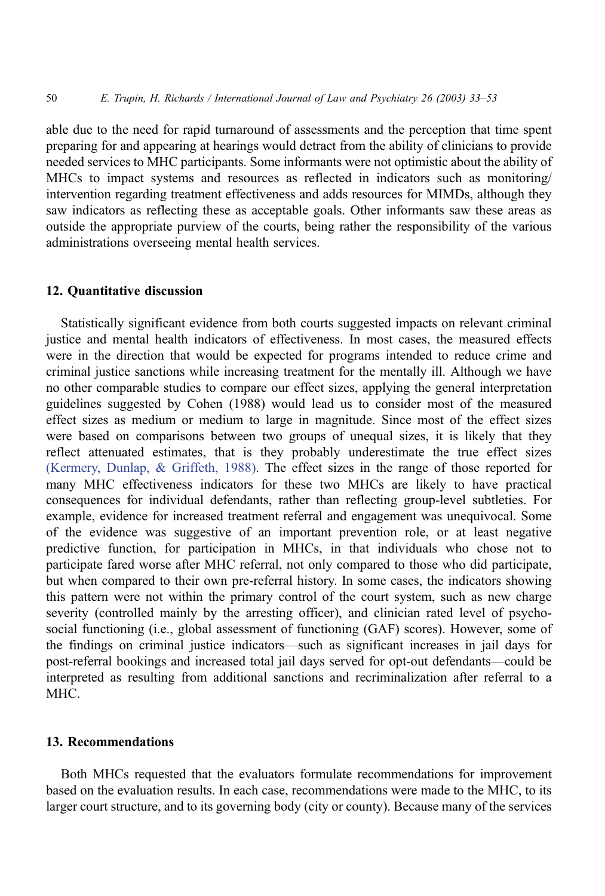able due to the need for rapid turnaround of assessments and the perception that time spent preparing for and appearing at hearings would detract from the ability of clinicians to provide needed services to MHC participants. Some informants were not optimistic about the ability of MHCs to impact systems and resources as reflected in indicators such as monitoring/intervention regarding treatment effectiveness and adds resources for MIMDs, although they saw indicators as reflecting these as acceptable goals. Other informants saw these areas as outside the appropriate purview of the courts, being rather the responsibility of the various administrations overseeing mental health services.

## 12. Quantitative discussion

Statistically significant evidence from both courts suggested impacts on relevant criminal justice and mental health indicators of effectiveness. In most cases, the measured effects were in the direction that would be expected for programs intended to reduce crime and criminal justice sanctions while increasing treatment for the mentally ill. Although we have no other comparable studies to compare our effect sizes, applying the general interpretation guidelines suggested by Cohen (1988) would lead us to consider most of the measured effect sizes as medium or medium to large in magnitude. Since most of the effect sizes were based on comparisons between two groups of unequal sizes, it is likely that they reflect attenuated estimates, that is they probably underestimate the true effect sizes (Kermery, Dunlap, & Griffeth, 1988). The effect sizes in the range of those reported for many MHC effectiveness indicators for these two MHCs are likely to have practical consequences for individual defendants, rather than reflecting group-level subtleties. For example, evidence for increased treatment referral and engagement was unequivocal. Some of the evidence was suggestive of an important prevention role, or at least negative predictive function, for participation in MHCs, in that individuals who chose not to participate fared worse after MHC referral, not only compared to those who did participate, but when compared to their own pre-referral history. In some cases, the indicators showing this pattern were not within the primary control of the court system, such as new charge severity (controlled mainly by the arresting officer), and clinician rated level of psychosocial functioning (i.e., global assessment of functioning (GAF) scores). However, some of the findings on criminal justice indicators—such as significant increases in jail days for post-referral bookings and increased total jail days served for opt-out defendants—could be interpreted as resulting from additional sanctions and recriminalization after referral to a MHC.

## 13. Recommendations

Both MHCs requested that the evaluators formulate recommendations for improvement based on the evaluation results. In each case, recommendations were made to the MHC, to its larger court structure, and to its governing body (city or county). Because many of the services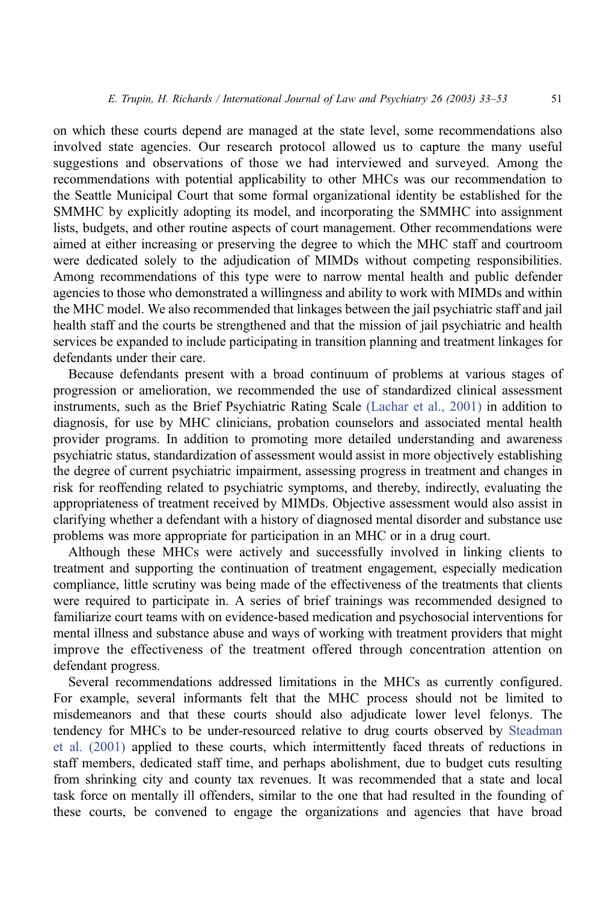on which these courts depend are managed at the state level, some recommendations also involved state agencies. Our research protocol allowed us to capture the many useful suggestions and observations of those we had interviewed and surveyed. Among the recommendations with potential applicability to other MHCs was our recommendation to the Seattle Municipal Court that some formal organizational identity be established for the SMMHC by explicitly adopting its model, and incorporating the SMMHC into assignment lists, budgets, and other routine aspects of court management. Other recommendations were aimed at either increasing or preserving the degree to which the MHC staff and courtroom were dedicated solely to the adjudication of MIMDs without competing responsibilities. Among recommendations of this type were to narrow mental health and public defender agencies to those who demonstrated a willingness and ability to work with MIMDs and within the MHC model. We also recommended that linkages between the jail psychiatric staff and jail health staff and the courts be strengthened and that the mission of jail psychiatric and health services be expanded to include participating in transition planning and treatment linkages for defendants under their care.

Because defendants present with a broad continuum of problems at various stages of progression or amelioration, we recommended the use of standardized clinical assessment instruments, such as the Brief Psychiatric Rating Scale (Lachar et al., 2001) in addition to diagnosis, for use by MHC clinicians, probation counselors and associated mental health provider programs. In addition to promoting more detailed understanding and awareness psychiatric status, standardization of assessment would assist in more objectively establishing the degree of current psychiatric impairment, assessing progress in treatment and changes in risk for reoffending related to psychiatric symptoms, and thereby, indirectly, evaluating the appropriateness of treatment received by MIMDs. Objective assessment would also assist in clarifying whether a defendant with a history of diagnosed mental disorder and substance use problems was more appropriate for participation in an MHC or in a drug court.

Although these MHCs were actively and successfully involved in linking clients to treatment and supporting the continuation of treatment engagement, especially medication compliance, little scrutiny was being made of the effectiveness of the treatments that clients were required to participate in. A series of brief trainings was recommended designed to familiarize court teams with on evidence-based medication and psychosocial interventions for mental illness and substance abuse and ways of working with treatment providers that might improve the effectiveness of the treatment offered through concentration attention on defendant progress.

Several recommendations addressed limitations in the MHCs as currently configured. For example, several informants felt that the MHC process should not be limited to misdemeanors and that these courts should also adjudicate lower level felonys. The tendency for MHCs to be under-resourced relative to drug courts observed by Steadman et al. (2001) applied to these courts, which intermittently faced threats of reductions in staff members, dedicated staff time, and perhaps abolishment, due to budget cuts resulting from shrinking city and county tax revenues. It was recommended that a state and local task force on mentally ill offenders, similar to the one that had resulted in the founding of these courts, be convened to engage the organizations and agencies that have broad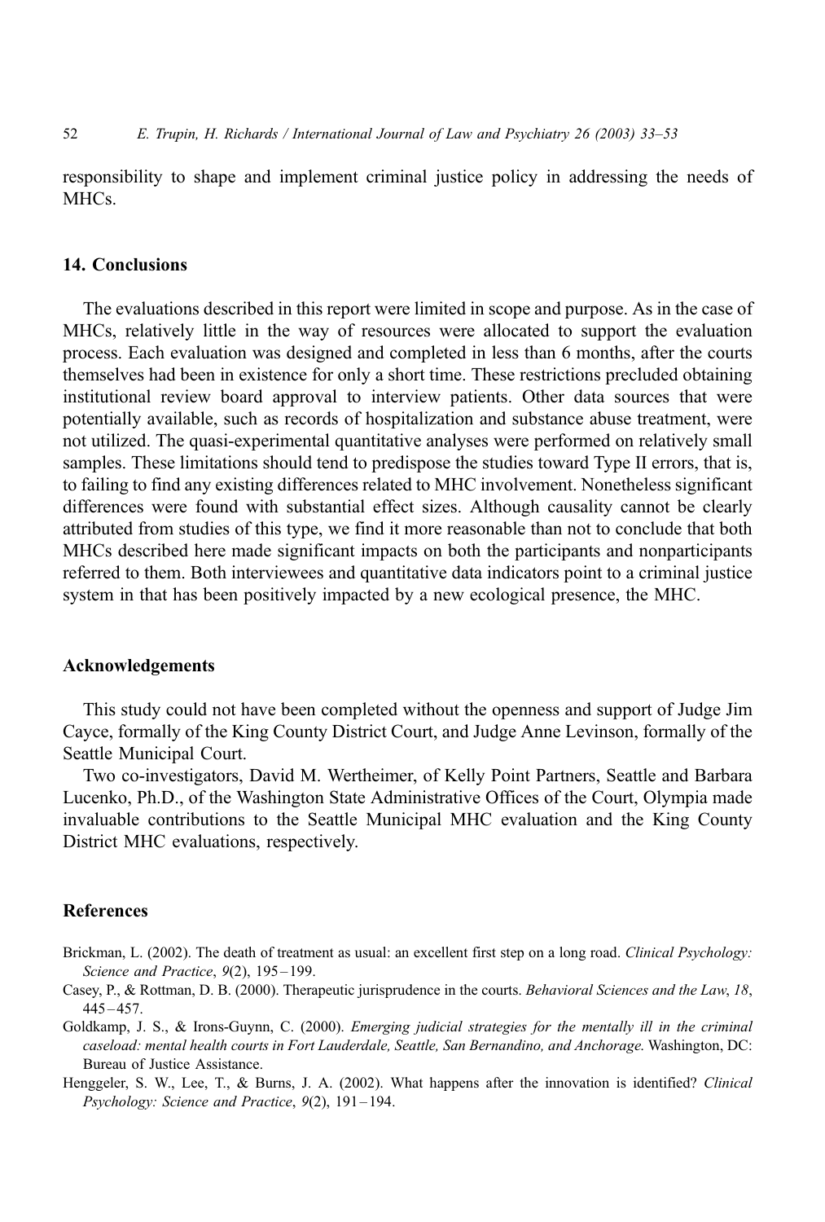responsibility to shape and implement criminal justice policy in addressing the needs of MHCs.

## 14. Conclusions

The evaluations described in this report were limited in scope and purpose. As in the case of MHCs, relatively little in the way of resources were allocated to support the evaluation process. Each evaluation was designed and completed in less than 6 months, after the courts themselves had been in existence for only a short time. These restrictions precluded obtaining institutional review board approval to interview patients. Other data sources that were potentially available, such as records of hospitalization and substance abuse treatment, were not utilized. The quasi-experimental quantitative analyses were performed on relatively small samples. These limitations should tend to predispose the studies toward Type II errors, that is, to failing to find any existing differences related to MHC involvement. Nonetheless significant differences were found with substantial effect sizes. Although causality cannot be clearly attributed from studies of this type, we find it more reasonable than not to conclude that both MHCs described here made significant impacts on both the participants and nonparticipants referred to them. Both interviewees and quantitative data indicators point to a criminal justice system in that has been positively impacted by a new ecological presence, the MHC.

## Acknowledgements

This study could not have been completed without the openness and support of Judge Jim Cayce, formally of the King County District Court, and Judge Anne Levinson, formally of the Seattle Municipal Court.

Two co-investigators, David M. Wertheimer, of Kelly Point Partners, Seattle and Barbara Lucenko, Ph.D., of the Washington State Administrative Offices of the Court, Olympia made invaluable contributions to the Seattle Municipal MHC evaluation and the King County District MHC evaluations, respectively.

## References

Brickman, L. (2002). The death of treatment as usual: an excellent first step on a long road. *Clinical Psychology: Science and Practice*, *9*(2), 195–199.

Casey, P., & Rottman, D. B. (2000). Therapeutic jurisprudence in the courts. *Behavioral Sciences and the Law*, *18*, 445–457.

Goldkamp, J. S., & Irons-Guynn, C. (2000). *Emerging judicial strategies for the mentally ill in the criminal caseload: mental health courts in Fort Lauderdale, Seattle, San Bernandino, and Anchorage.* Washington, DC: Bureau of Justice Assistance.

Henggeler, S. W., Lee, T., & Burns, J. A. (2002). What happens after the innovation is identified? *Clinical Psychology: Science and Practice*, *9*(2), 191–194.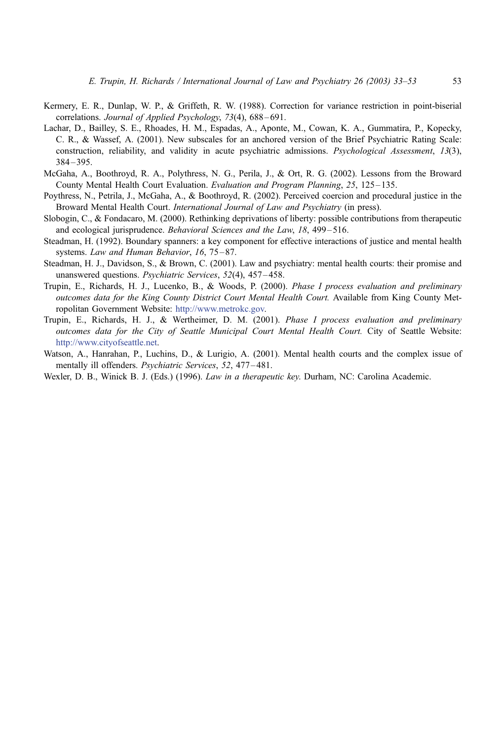Kermery, E. R., Dunlap, W. P., & Griffeth, R. W. (1988). Correction for variance restriction in point-biserial correlations. *Journal of Applied Psychology*, *73*(4), 688–691.

Lachar, D., Bailley, S. E., Rhoades, H. M., Espadas, A., Aponte, M., Cowan, K. A., Gummatira, P., Kopecky, C. R., & Wassef, A. (2001). New subscales for an anchored version of the Brief Psychiatric Rating Scale: construction, reliability, and validity in acute psychiatric admissions. *Psychological Assessment*, *13*(3), 384–395.

McGaha, A., Boothroyd, R. A., Polythress, N. G., Perila, J., & Ort, R. G. (2002). Lessons from the Broward County Mental Health Court Evaluation. *Evaluation and Program Planning*, *25*, 125–135.

Poythress, N., Petrila, J., McGaha, A., & Boothroyd, R. (2002). Perceived coercion and procedural justice in the Broward Mental Health Court. *International Journal of Law and Psychiatry* (in press).

Slobogin, C., & Fondacaro, M. (2000). Rethinking deprivations of liberty: possible contributions from therapeutic and ecological jurisprudence. *Behavioral Sciences and the Law*, *18*, 499–516.

Steadman, H. (1992). Boundary spanners: a key component for effective interactions of justice and mental health systems. *Law and Human Behavior*, *16*, 75–87.

Steadman, H. J., Davidson, S., & Brown, C. (2001). Law and psychiatry: mental health courts: their promise and unanswered questions. *Psychiatric Services*, *52*(4), 457–458.

Trupin, E., Richards, H. J., Lucenko, B., & Woods, P. (2000). *Phase I process evaluation and preliminary outcomes data for the King County District Court Mental Health Court.* Available from King County Metropolitan Government Website: http://www.metrokc.gov.

Trupin, E., Richards, H. J., & Wertheimer, D. M. (2001). *Phase I process evaluation and preliminary outcomes data for the City of Seattle Municipal Court Mental Health Court.* City of Seattle Website: http://www.cityofseattle.net.

Watson, A., Hanrahan, P., Luchins, D., & Lurigio, A. (2001). Mental health courts and the complex issue of mentally ill offenders. *Psychiatric Services*, *52*, 477–481.

Wexler, D. B., Winick B. J. (Eds.) (1996). *Law in a therapeutic key.* Durham, NC: Carolina Academic.